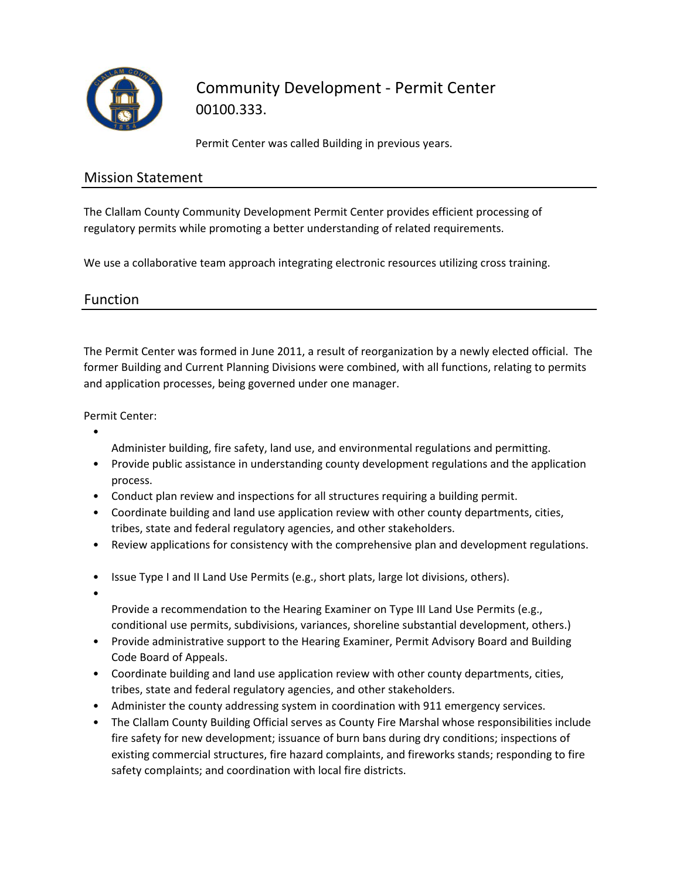# Community Development - Permit Center
00100.333.

Permit Center was called Building in previous years.

## Mission Statement

The Clallam County Community Development Permit Center provides efficient processing of regulatory permits while promoting a better understanding of related requirements.

We use a collaborative team approach integrating electronic resources utilizing cross training.

## Function

The Permit Center was formed in June 2011, a result of reorganization by a newly elected official. The former Building and Current Planning Divisions were combined, with all functions, relating to permits and application processes, being governed under one manager.

Permit Center:

- Administer building, fire safety, land use, and environmental regulations and permitting.
- Provide public assistance in understanding county development regulations and the application process.
- Conduct plan review and inspections for all structures requiring a building permit.
- Coordinate building and land use application review with other county departments, cities, tribes, state and federal regulatory agencies, and other stakeholders.
- Review applications for consistency with the comprehensive plan and development regulations.
- Issue Type I and II Land Use Permits (e.g., short plats, large lot divisions, others).
- Provide a recommendation to the Hearing Examiner on Type III Land Use Permits (e.g., conditional use permits, subdivisions, variances, shoreline substantial development, others.)
- Provide administrative support to the Hearing Examiner, Permit Advisory Board and Building Code Board of Appeals.
- Coordinate building and land use application review with other county departments, cities, tribes, state and federal regulatory agencies, and other stakeholders.
- Administer the county addressing system in coordination with 911 emergency services.
- The Clallam County Building Official serves as County Fire Marshal whose responsibilities include fire safety for new development; issuance of burn bans during dry conditions; inspections of existing commercial structures, fire hazard complaints, and fireworks stands; responding to fire safety complaints; and coordination with local fire districts.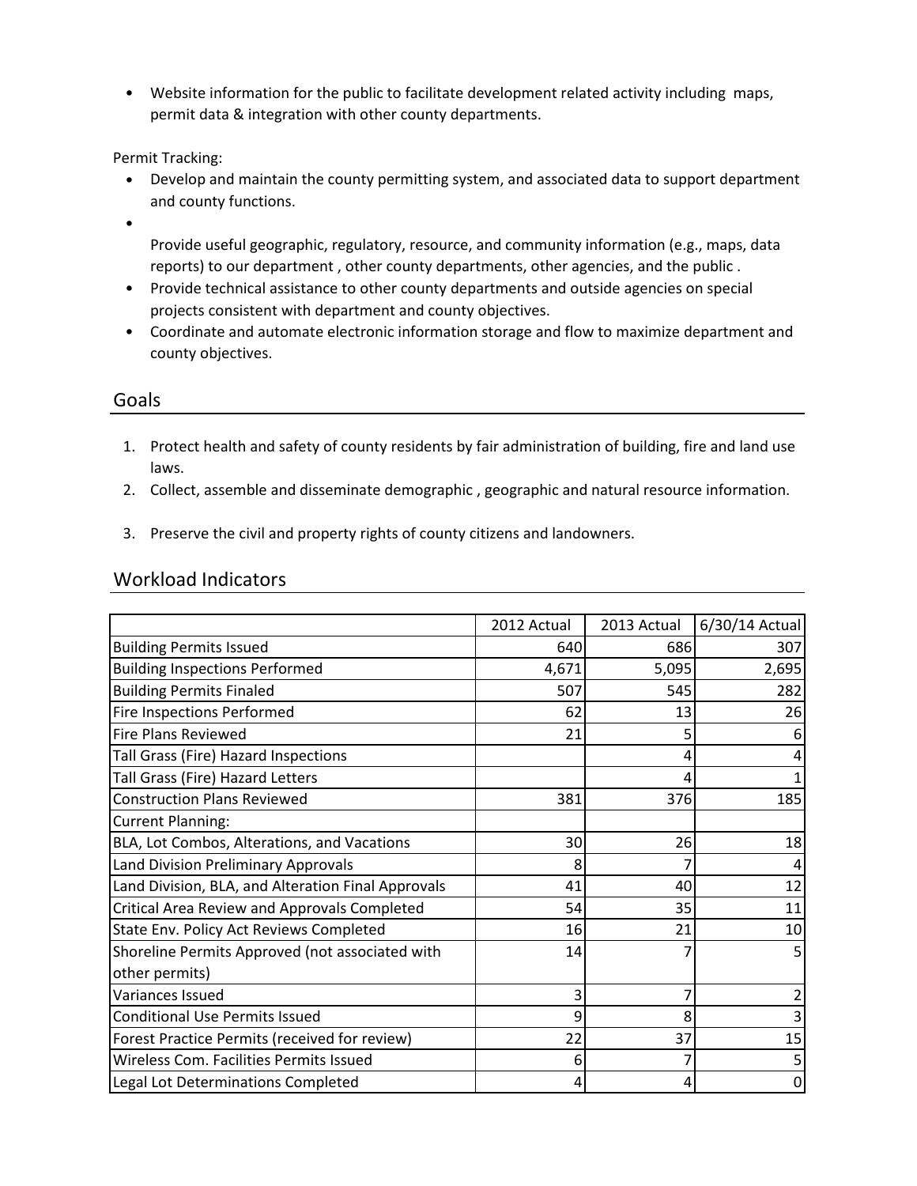- Website information for the public to facilitate development related activity including maps, permit data & integration with other county departments.

Permit Tracking:

- Develop and maintain the county permitting system, and associated data to support department and county functions.
- Provide useful geographic, regulatory, resource, and community information (e.g., maps, data reports) to our department , other county departments, other agencies, and the public .
- Provide technical assistance to other county departments and outside agencies on special projects consistent with department and county objectives.
- Coordinate and automate electronic information storage and flow to maximize department and county objectives.

## Goals

1. Protect health and safety of county residents by fair administration of building, fire and land use laws.
2. Collect, assemble and disseminate demographic , geographic and natural resource information.
3. Preserve the civil and property rights of county citizens and landowners.

## Workload Indicators

| | 2012 Actual | 2013 Actual | 6/30/14 Actual |
|---|---|---|---|
| Building Permits Issued | 640 | 686 | 307 |
| Building Inspections Performed | 4,671 | 5,095 | 2,695 |
| Building Permits Finaled | 507 | 545 | 282 |
| Fire Inspections Performed | 62 | 13 | 26 |
| Fire Plans Reviewed | 21 | 5 | 6 |
| Tall Grass (Fire) Hazard Inspections | | 4 | 4 |
| Tall Grass (Fire) Hazard Letters | | 4 | 1 |
| Construction Plans Reviewed | 381 | 376 | 185 |
| Current Planning: | | | |
| BLA, Lot Combos, Alterations, and Vacations | 30 | 26 | 18 |
| Land Division Preliminary Approvals | 8 | 7 | 4 |
| Land Division, BLA, and Alteration Final Approvals | 41 | 40 | 12 |
| Critical Area Review and Approvals Completed | 54 | 35 | 11 |
| State Env. Policy Act Reviews Completed | 16 | 21 | 10 |
| Shoreline Permits Approved (not associated with other permits) | 14 | 7 | 5 |
| Variances Issued | 3 | 7 | 2 |
| Conditional Use Permits Issued | 9 | 8 | 3 |
| Forest Practice Permits (received for review) | 22 | 37 | 15 |
| Wireless Com. Facilities Permits Issued | 6 | 7 | 5 |
| Legal Lot Determinations Completed | 4 | 4 | 0 |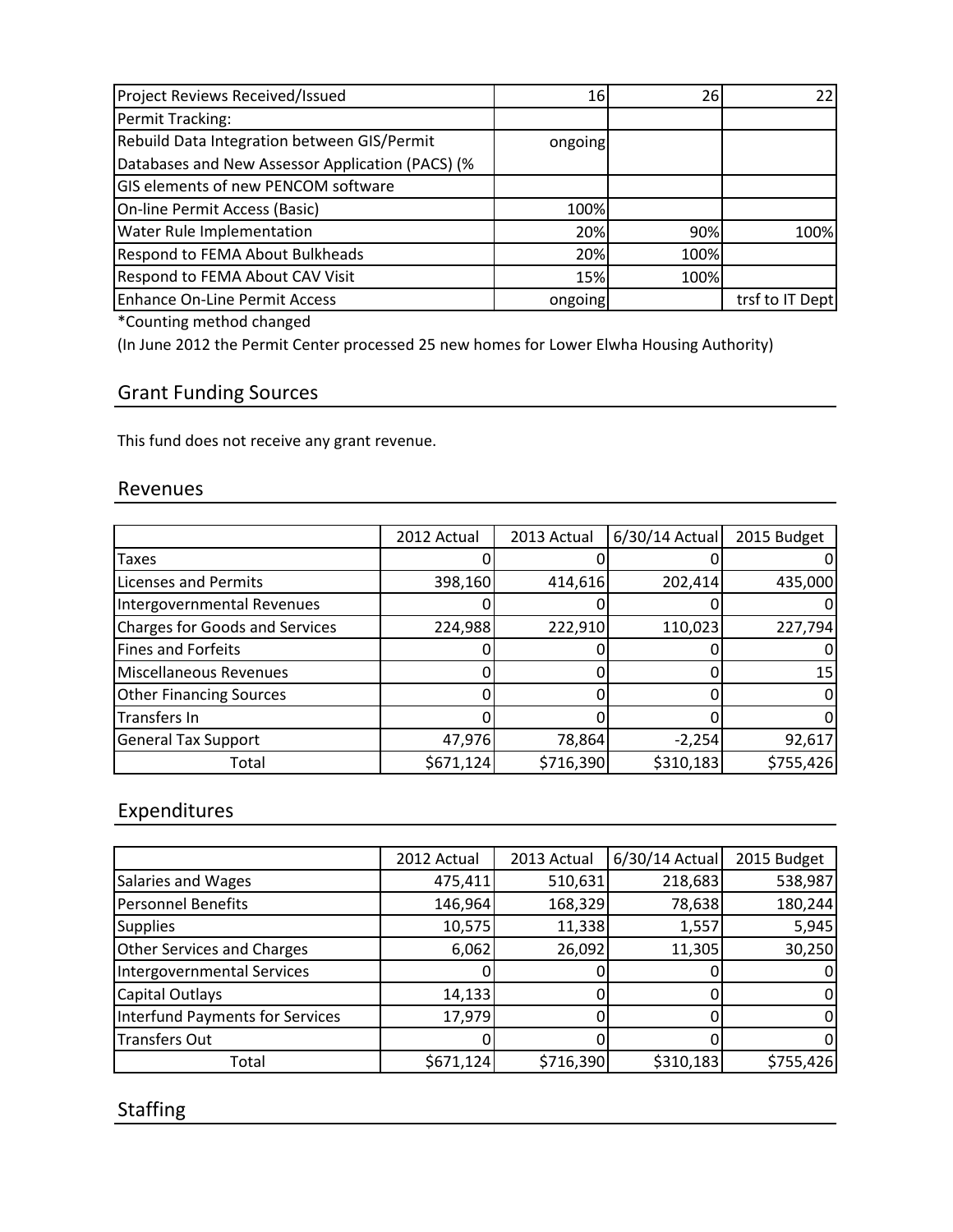| Project Reviews Received/Issued | 16 | 26 | 22 |
| --- | --- | --- | --- |
| Permit Tracking: | | | |
| Rebuild Data Integration between GIS/Permit Databases and New Assessor Application (PACS) (% | ongoing | | |
| GIS elements of new PENCOM software | | | |
| On-line Permit Access (Basic) | 100% | | |
| Water Rule Implementation | 20% | 90% | 100% |
| Respond to FEMA About Bulkheads | 20% | 100% | |
| Respond to FEMA About CAV Visit | 15% | 100% | |
| Enhance On-Line Permit Access | ongoing | | trsf to IT Dept |

*Counting method changed

(In June 2012 the Permit Center processed 25 new homes for Lower Elwha Housing Authority)

## Grant Funding Sources

This fund does not receive any grant revenue.

## Revenues

| | 2012 Actual | 2013 Actual | 6/30/14 Actual | 2015 Budget |
| --- | --- | --- | --- | --- |
| Taxes | 0 | 0 | 0 | 0 |
| Licenses and Permits | 398,160 | 414,616 | 202,414 | 435,000 |
| Intergovernmental Revenues | 0 | 0 | 0 | 0 |
| Charges for Goods and Services | 224,988 | 222,910 | 110,023 | 227,794 |
| Fines and Forfeits | 0 | 0 | 0 | 0 |
| Miscellaneous Revenues | 0 | 0 | 0 | 15 |
| Other Financing Sources | 0 | 0 | 0 | 0 |
| Transfers In | 0 | 0 | 0 | 0 |
| General Tax Support | 47,976 | 78,864 | -2,254 | 92,617 |
| Total | $671,124 | $716,390 | $310,183 | $755,426 |

## Expenditures

| | 2012 Actual | 2013 Actual | 6/30/14 Actual | 2015 Budget |
| --- | --- | --- | --- | --- |
| Salaries and Wages | 475,411 | 510,631 | 218,683 | 538,987 |
| Personnel Benefits | 146,964 | 168,329 | 78,638 | 180,244 |
| Supplies | 10,575 | 11,338 | 1,557 | 5,945 |
| Other Services and Charges | 6,062 | 26,092 | 11,305 | 30,250 |
| Intergovernmental Services | 0 | 0 | 0 | 0 |
| Capital Outlays | 14,133 | 0 | 0 | 0 |
| Interfund Payments for Services | 17,979 | 0 | 0 | 0 |
| Transfers Out | 0 | 0 | 0 | 0 |
| Total | $671,124 | $716,390 | $310,183 | $755,426 |

## Staffing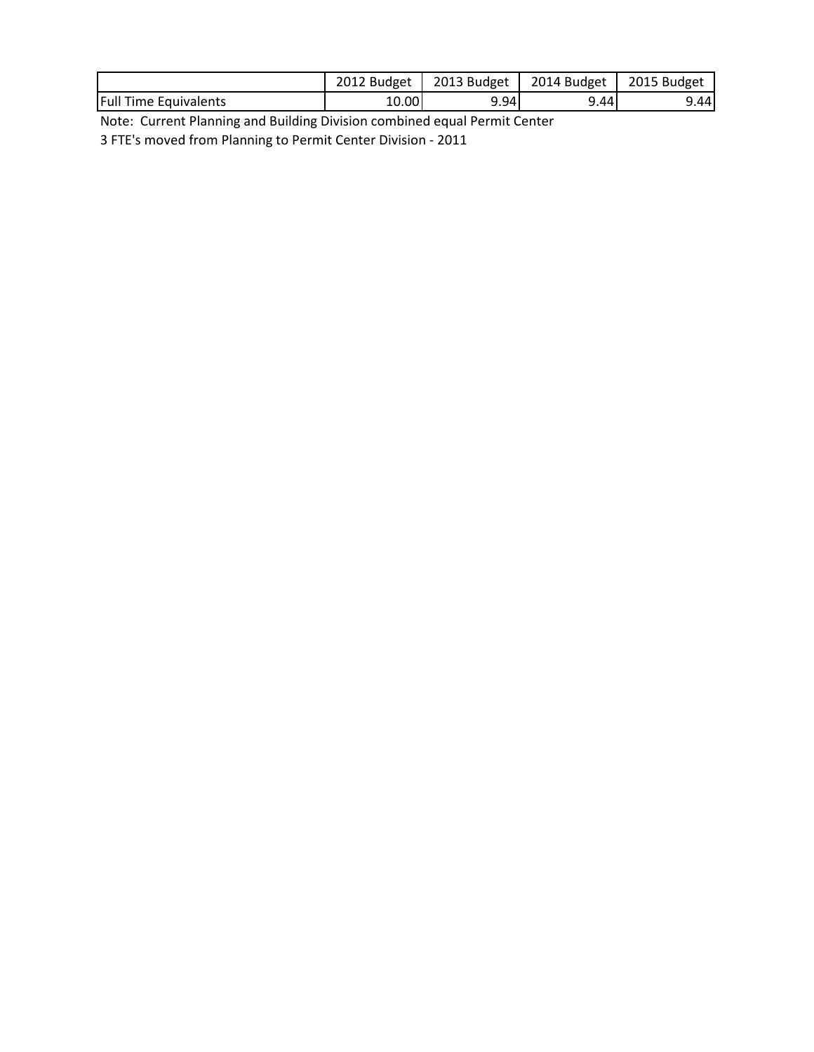| | 2012 Budget | 2013 Budget | 2014 Budget | 2015 Budget |
|---|---|---|---|---|
| Full Time Equivalents | 10.00 | 9.94 | 9.44 | 9.44 |

Note: Current Planning and Building Division combined equal Permit Center

3 FTE's moved from Planning to Permit Center Division - 2011